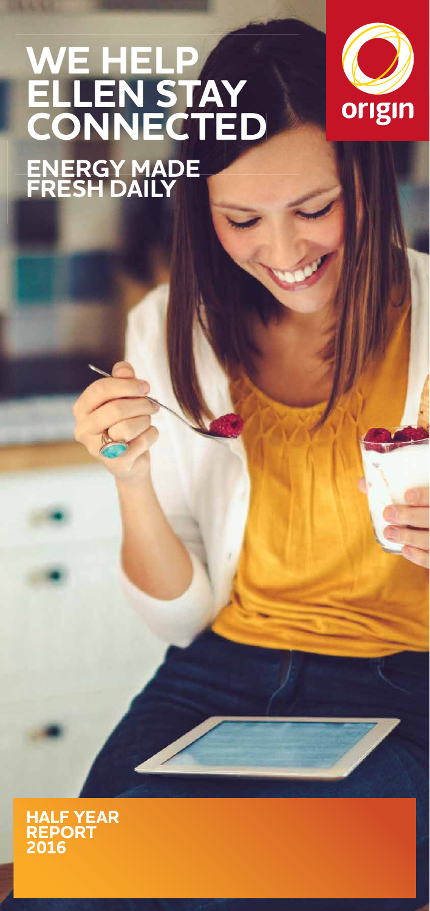# WE HELP ELLEN STAY CONNECTED

## ENERGY MADE FRESH DAILY

origin

**HALF YEAR REPORT 2016**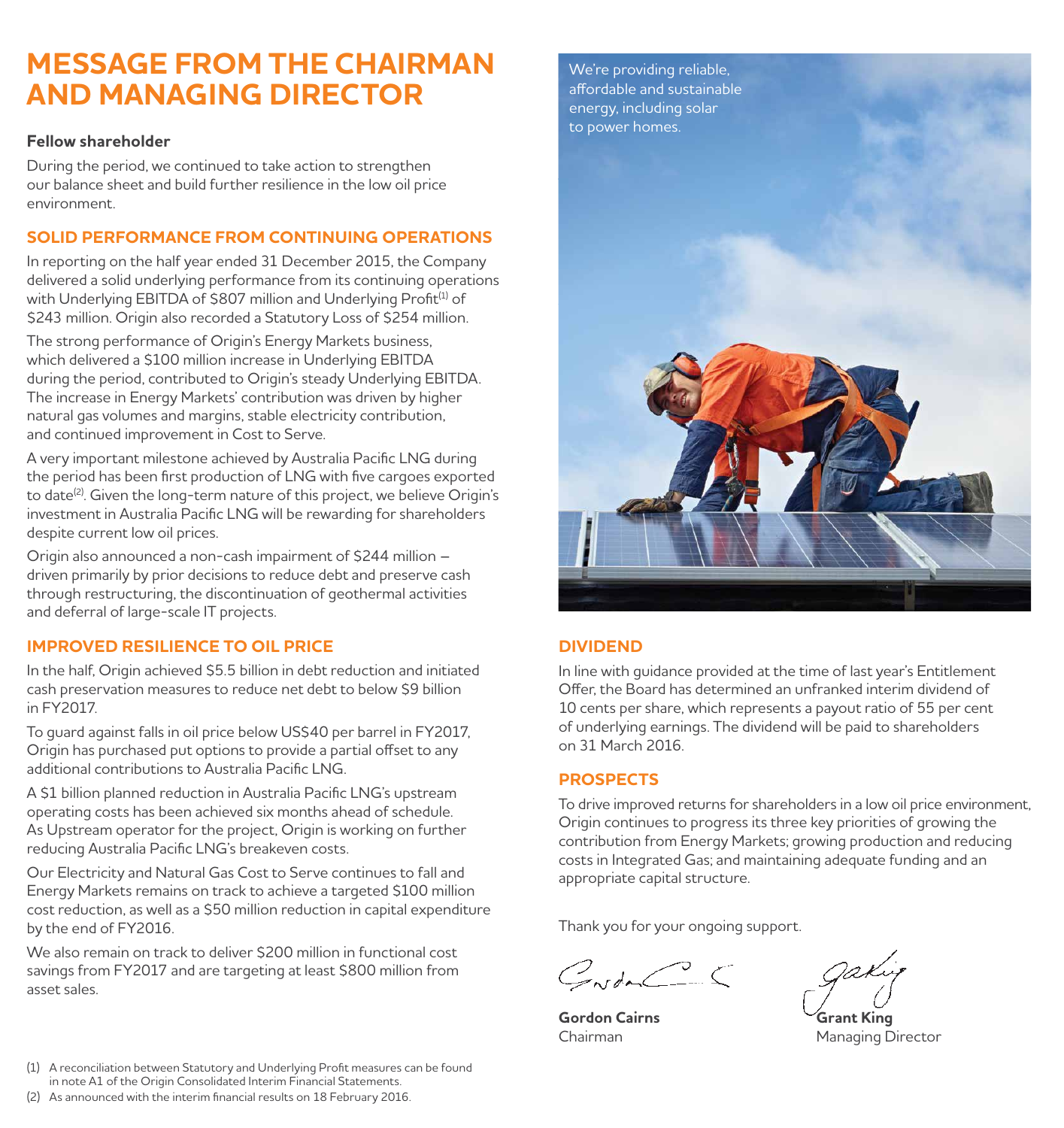# MESSAGE FROM THE CHAIRMAN AND MANAGING DIRECTOR

**Fellow shareholder**

During the period, we continued to take action to strengthen our balance sheet and build further resilience in the low oil price environment.

## SOLID PERFORMANCE FROM CONTINUING OPERATIONS

In reporting on the half year ended 31 December 2015, the Company delivered a solid underlying performance from its continuing operations with Underlying EBITDA of $807 million and Underlying Profit[1] of $243 million. Origin also recorded a Statutory Loss of $254 million.

The strong performance of Origin's Energy Markets business, which delivered a $100 million increase in Underlying EBITDA during the period, contributed to Origin's steady Underlying EBITDA. The increase in Energy Markets' contribution was driven by higher natural gas volumes and margins, stable electricity contribution, and continued improvement in Cost to Serve.

A very important milestone achieved by Australia Pacific LNG during the period has been first production of LNG with five cargoes exported to date[2]. Given the long-term nature of this project, we believe Origin's investment in Australia Pacific LNG will be rewarding for shareholders despite current low oil prices.

Origin also announced a non-cash impairment of $244 million – driven primarily by prior decisions to reduce debt and preserve cash through restructuring, the discontinuation of geothermal activities and deferral of large-scale IT projects.

## IMPROVED RESILIENCE TO OIL PRICE

In the half, Origin achieved $5.5 billion in debt reduction and initiated cash preservation measures to reduce net debt to below $9 billion in FY2017.

To guard against falls in oil price below US$40 per barrel in FY2017, Origin has purchased put options to provide a partial offset to any additional contributions to Australia Pacific LNG.

A $1 billion planned reduction in Australia Pacific LNG's upstream operating costs has been achieved six months ahead of schedule. As Upstream operator for the project, Origin is working on further reducing Australia Pacific LNG's breakeven costs.

Our Electricity and Natural Gas Cost to Serve continues to fall and Energy Markets remains on track to achieve a targeted $100 million cost reduction, as well as a $50 million reduction in capital expenditure by the end of FY2016.

We also remain on track to deliver $200 million in functional cost savings from FY2017 and are targeting at least $800 million from asset sales.

We're providing reliable, affordable and sustainable energy, including solar to power homes.

## DIVIDEND

In line with guidance provided at the time of last year's Entitlement Offer, the Board has determined an unfranked interim dividend of 10 cents per share, which represents a payout ratio of 55 per cent of underlying earnings. The dividend will be paid to shareholders on 31 March 2016.

## PROSPECTS

To drive improved returns for shareholders in a low oil price environment, Origin continues to progress its three key priorities of growing the contribution from Energy Markets; growing production and reducing costs in Integrated Gas; and maintaining adequate funding and an appropriate capital structure.

Thank you for your ongoing support.

**Gordon Cairns**
Chairman

**Grant King**
Managing Director

(1) A reconciliation between Statutory and Underlying Profit measures can be found in note A1 of the Origin Consolidated Interim Financial Statements.

(2) As announced with the interim financial results on 18 February 2016.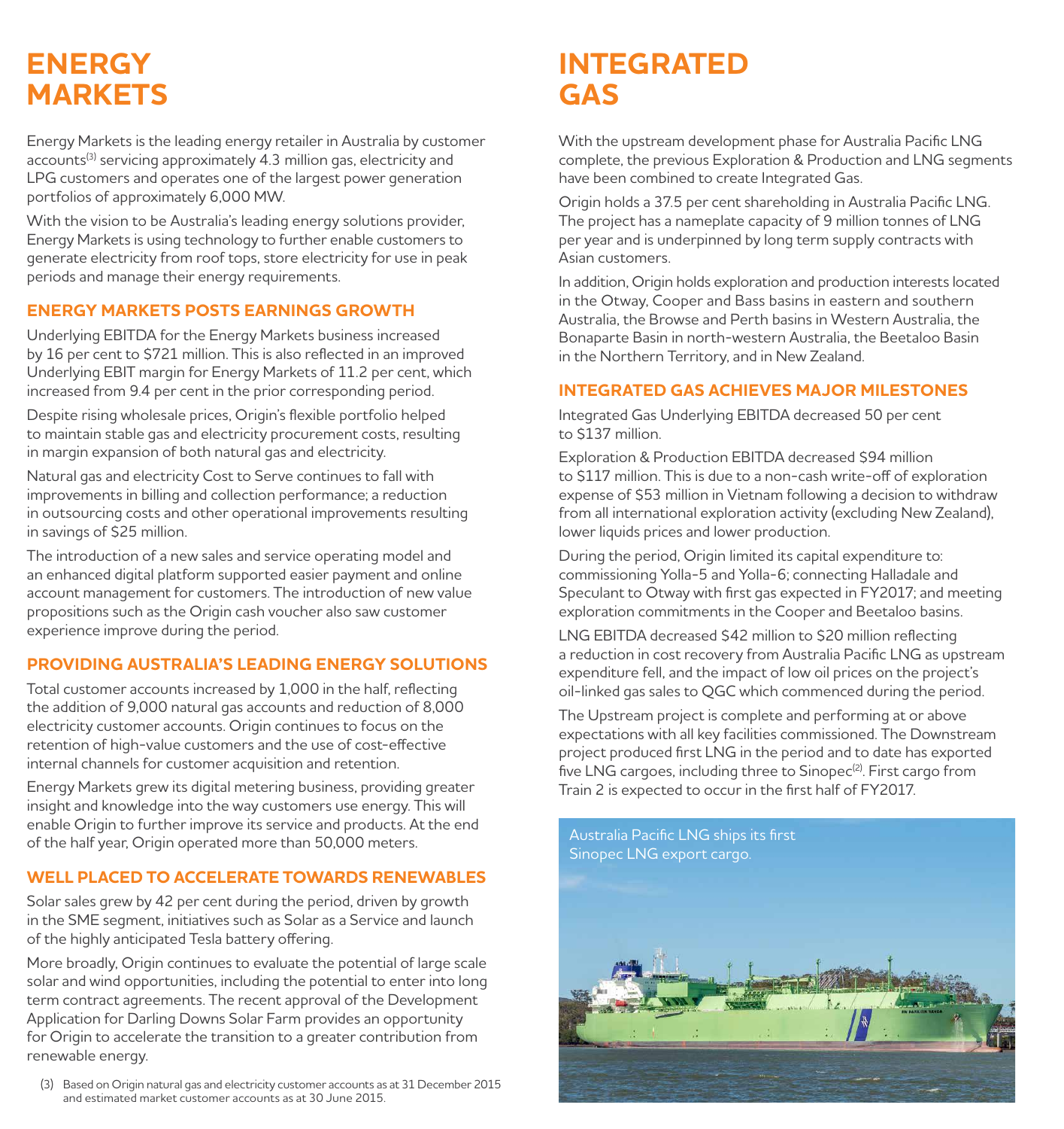# ENERGY MARKETS

Energy Markets is the leading energy retailer in Australia by customer accounts[3] servicing approximately 4.3 million gas, electricity and LPG customers and operates one of the largest power generation portfolios of approximately 6,000 MW.

With the vision to be Australia's leading energy solutions provider, Energy Markets is using technology to further enable customers to generate electricity from roof tops, store electricity for use in peak periods and manage their energy requirements.

## ENERGY MARKETS POSTS EARNINGS GROWTH

Underlying EBITDA for the Energy Markets business increased by 16 per cent to $721 million. This is also reflected in an improved Underlying EBIT margin for Energy Markets of 11.2 per cent, which increased from 9.4 per cent in the prior corresponding period.

Despite rising wholesale prices, Origin's flexible portfolio helped to maintain stable gas and electricity procurement costs, resulting in margin expansion of both natural gas and electricity.

Natural gas and electricity Cost to Serve continues to fall with improvements in billing and collection performance; a reduction in outsourcing costs and other operational improvements resulting in savings of $25 million.

The introduction of a new sales and service operating model and an enhanced digital platform supported easier payment and online account management for customers. The introduction of new value propositions such as the Origin cash voucher also saw customer experience improve during the period.

## PROVIDING AUSTRALIA'S LEADING ENERGY SOLUTIONS

Total customer accounts increased by 1,000 in the half, reflecting the addition of 9,000 natural gas accounts and reduction of 8,000 electricity customer accounts. Origin continues to focus on the retention of high-value customers and the use of cost-effective internal channels for customer acquisition and retention.

Energy Markets grew its digital metering business, providing greater insight and knowledge into the way customers use energy. This will enable Origin to further improve its service and products. At the end of the half year, Origin operated more than 50,000 meters.

## WELL PLACED TO ACCELERATE TOWARDS RENEWABLES

Solar sales grew by 42 per cent during the period, driven by growth in the SME segment, initiatives such as Solar as a Service and launch of the highly anticipated Tesla battery offering.

More broadly, Origin continues to evaluate the potential of large scale solar and wind opportunities, including the potential to enter into long term contract agreements. The recent approval of the Development Application for Darling Downs Solar Farm provides an opportunity for Origin to accelerate the transition to a greater contribution from renewable energy.

(3) Based on Origin natural gas and electricity customer accounts as at 31 December 2015 and estimated market customer accounts as at 30 June 2015.

# INTEGRATED GAS

With the upstream development phase for Australia Pacific LNG complete, the previous Exploration & Production and LNG segments have been combined to create Integrated Gas.

Origin holds a 37.5 per cent shareholding in Australia Pacific LNG. The project has a nameplate capacity of 9 million tonnes of LNG per year and is underpinned by long term supply contracts with Asian customers.

In addition, Origin holds exploration and production interests located in the Otway, Cooper and Bass basins in eastern and southern Australia, the Browse and Perth basins in Western Australia, the Bonaparte Basin in north-western Australia, the Beetaloo Basin in the Northern Territory, and in New Zealand.

## INTEGRATED GAS ACHIEVES MAJOR MILESTONES

Integrated Gas Underlying EBITDA decreased 50 per cent to $137 million.

Exploration & Production EBITDA decreased $94 million to $117 million. This is due to a non-cash write-off of exploration expense of $53 million in Vietnam following a decision to withdraw from all international exploration activity (excluding New Zealand), lower liquids prices and lower production.

During the period, Origin limited its capital expenditure to: commissioning Yolla-5 and Yolla-6; connecting Halladale and Speculant to Otway with first gas expected in FY2017; and meeting exploration commitments in the Cooper and Beetaloo basins.

LNG EBITDA decreased $42 million to $20 million reflecting a reduction in cost recovery from Australia Pacific LNG as upstream expenditure fell, and the impact of low oil prices on the project's oil-linked gas sales to QGC which commenced during the period.

The Upstream project is complete and performing at or above expectations with all key facilities commissioned. The Downstream project produced first LNG in the period and to date has exported five LNG cargoes, including three to Sinopec[2]. First cargo from Train 2 is expected to occur in the first half of FY2017.

Australia Pacific LNG ships its first Sinopec LNG export cargo.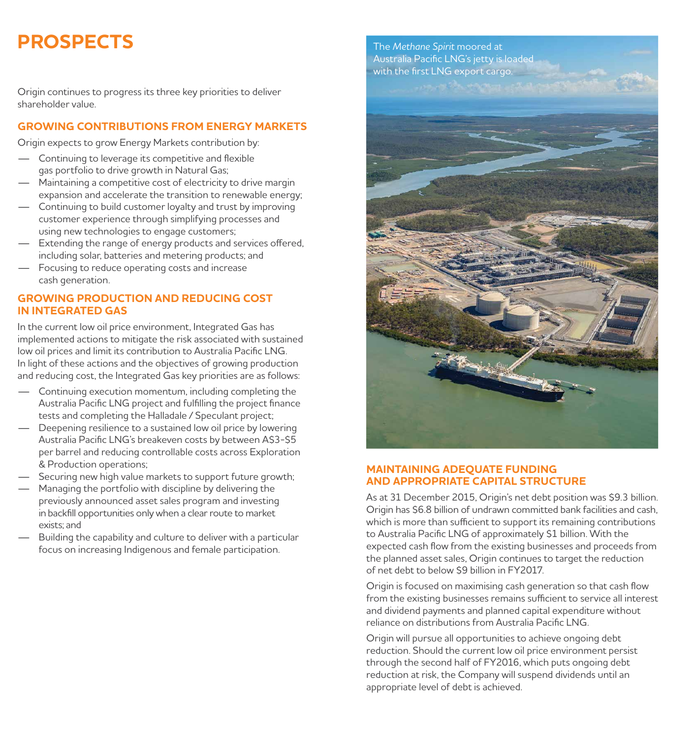# PROSPECTS

Origin continues to progress its three key priorities to deliver shareholder value.

## GROWING CONTRIBUTIONS FROM ENERGY MARKETS

Origin expects to grow Energy Markets contribution by:

- Continuing to leverage its competitive and flexible gas portfolio to drive growth in Natural Gas;
- Maintaining a competitive cost of electricity to drive margin expansion and accelerate the transition to renewable energy;
- Continuing to build customer loyalty and trust by improving customer experience through simplifying processes and using new technologies to engage customers;
- Extending the range of energy products and services offered, including solar, batteries and metering products; and
- Focusing to reduce operating costs and increase cash generation.

## GROWING PRODUCTION AND REDUCING COST IN INTEGRATED GAS

In the current low oil price environment, Integrated Gas has implemented actions to mitigate the risk associated with sustained low oil prices and limit its contribution to Australia Pacific LNG. In light of these actions and the objectives of growing production and reducing cost, the Integrated Gas key priorities are as follows:

- Continuing execution momentum, including completing the Australia Pacific LNG project and fulfilling the project finance tests and completing the Halladale / Speculant project;
- Deepening resilience to a sustained low oil price by lowering Australia Pacific LNG's breakeven costs by between A$3-$5 per barrel and reducing controllable costs across Exploration & Production operations;
- Securing new high value markets to support future growth;
- Managing the portfolio with discipline by delivering the previously announced asset sales program and investing in backfill opportunities only when a clear route to market exists; and
- Building the capability and culture to deliver with a particular focus on increasing Indigenous and female participation.

The *Methane Spirit* moored at Australia Pacific LNG's jetty is loaded with the first LNG export cargo.

## MAINTAINING ADEQUATE FUNDING AND APPROPRIATE CAPITAL STRUCTURE

As at 31 December 2015, Origin's net debt position was $9.3 billion. Origin has $6.8 billion of undrawn committed bank facilities and cash, which is more than sufficient to support its remaining contributions to Australia Pacific LNG of approximately $1 billion. With the expected cash flow from the existing businesses and proceeds from the planned asset sales, Origin continues to target the reduction of net debt to below $9 billion in FY2017.

Origin is focused on maximising cash generation so that cash flow from the existing businesses remains sufficient to service all interest and dividend payments and planned capital expenditure without reliance on distributions from Australia Pacific LNG.

Origin will pursue all opportunities to achieve ongoing debt reduction. Should the current low oil price environment persist through the second half of FY2016, which puts ongoing debt reduction at risk, the Company will suspend dividends until an appropriate level of debt is achieved.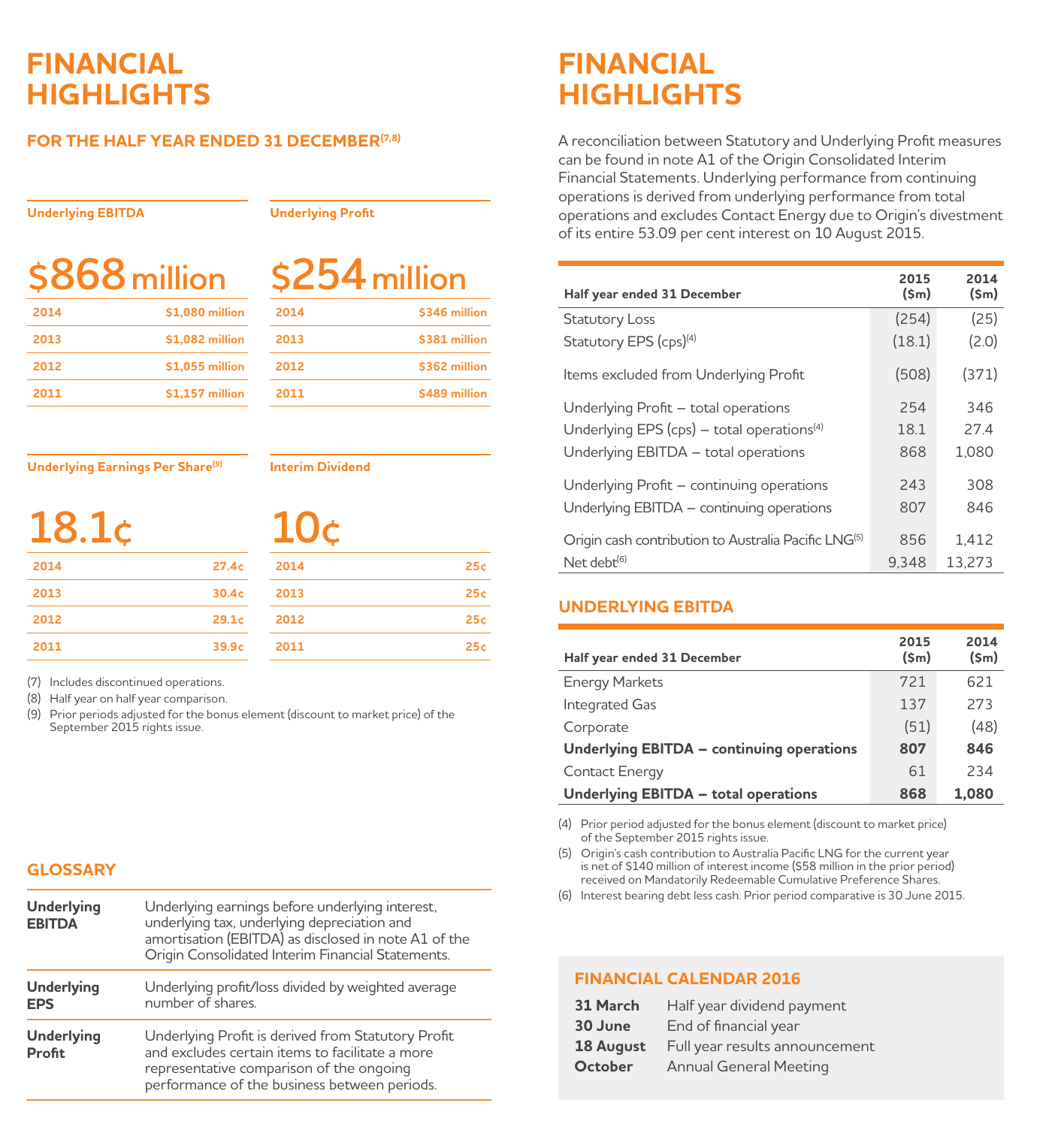# FINANCIAL HIGHLIGHTS

## FOR THE HALF YEAR ENDED 31 DECEMBER[7,8]

### Underlying EBITDA

**$868 million**

| | |
|---|---|
| 2014 | $1,080 million |
| 2013 | $1,082 million |
| 2012 | $1,055 million |
| 2011 | $1,157 million |

### Underlying Profit

**$254 million**

| | |
|---|---|
| 2014 | $346 million |
| 2013 | $381 million |
| 2012 | $362 million |
| 2011 | $489 million |

### Underlying Earnings Per Share[9]

**18.1¢**

| | |
|---|---|
| 2014 | 27.4¢ |
| 2013 | 30.4¢ |
| 2012 | 29.1¢ |
| 2011 | 39.9¢ |

### Interim Dividend

**10¢**

| | |
|---|---|
| 2014 | 25¢ |
| 2013 | 25¢ |
| 2012 | 25¢ |
| 2011 | 25¢ |

(7) Includes discontinued operations.
(8) Half year on half year comparison.
(9) Prior periods adjusted for the bonus element (discount to market price) of the September 2015 rights issue.

## GLOSSARY

| | |
|---|---|
| **Underlying EBITDA** | Underlying earnings before underlying interest, underlying tax, underlying depreciation and amortisation (EBITDA) as disclosed in note A1 of the Origin Consolidated Interim Financial Statements. |
| **Underlying EPS** | Underlying profit/loss divided by weighted average number of shares. |
| **Underlying Profit** | Underlying Profit is derived from Statutory Profit and excludes certain items to facilitate a more representative comparison of the ongoing performance of the business between periods. |

# FINANCIAL HIGHLIGHTS

A reconciliation between Statutory and Underlying Profit measures can be found in note A1 of the Origin Consolidated Interim Financial Statements. Underlying performance from continuing operations is derived from underlying performance from total operations and excludes Contact Energy due to Origin's divestment of its entire 53.09 per cent interest on 10 August 2015.

| Half year ended 31 December | 2015 ($m) | 2014 ($m) |
|---|---|---|
| Statutory Loss | (254) | (25) |
| Statutory EPS (cps)[4] | (18.1) | (2.0) |
| Items excluded from Underlying Profit | (508) | (371) |
| Underlying Profit – total operations | 254 | 346 |
| Underlying EPS (cps) – total operations[4] | 18.1 | 27.4 |
| Underlying EBITDA – total operations | 868 | 1,080 |
| Underlying Profit – continuing operations | 243 | 308 |
| Underlying EBITDA – continuing operations | 807 | 846 |
| Origin cash contribution to Australia Pacific LNG[5] | 856 | 1,412 |
| Net debt[6] | 9,348 | 13,273 |

## UNDERLYING EBITDA

| Half year ended 31 December | 2015 ($m) | 2014 ($m) |
|---|---|---|
| Energy Markets | 721 | 621 |
| Integrated Gas | 137 | 273 |
| Corporate | (51) | (48) |
| **Underlying EBITDA – continuing operations** | **807** | **846** |
| Contact Energy | 61 | 234 |
| **Underlying EBITDA – total operations** | **868** | **1,080** |

(4) Prior period adjusted for the bonus element (discount to market price) of the September 2015 rights issue.
(5) Origin's cash contribution to Australia Pacific LNG for the current year is net of $140 million of interest income ($58 million in the prior period) received on Mandatorily Redeemable Cumulative Preference Shares.
(6) Interest bearing debt less cash. Prior period comparative is 30 June 2015.

## FINANCIAL CALENDAR 2016

| | |
|---|---|
| **31 March** | Half year dividend payment |
| **30 June** | End of financial year |
| **18 August** | Full year results announcement |
| **October** | Annual General Meeting |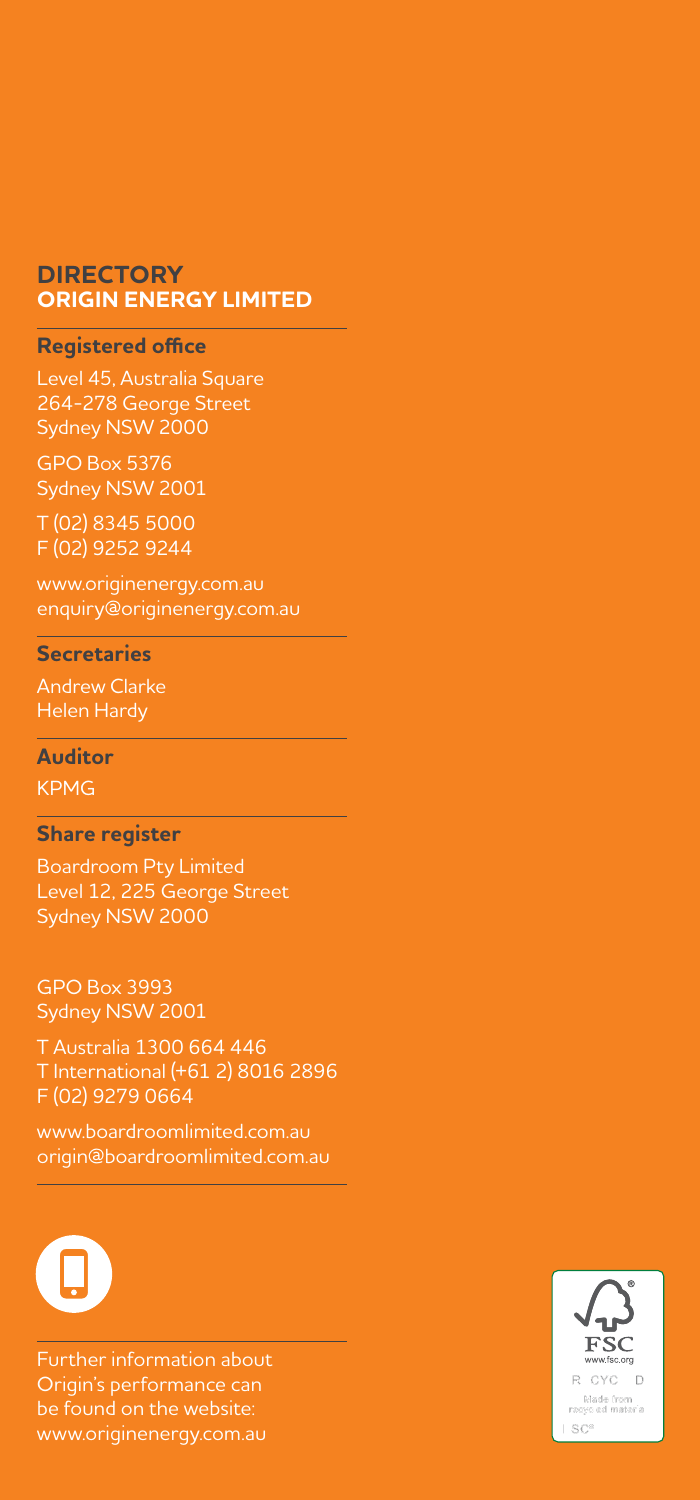# DIRECTORY
## ORIGIN ENERGY LIMITED

### Registered office

Level 45, Australia Square
264-278 George Street
Sydney NSW 2000

GPO Box 5376
Sydney NSW 2001

T (02) 8345 5000
F (02) 9252 9244

www.originenergy.com.au
enquiry@originenergy.com.au

### Secretaries

Andrew Clarke
Helen Hardy

### Auditor

KPMG

### Share register

Boardroom Pty Limited
Level 12, 225 George Street
Sydney NSW 2000

GPO Box 3993
Sydney NSW 2001

T Australia 1300 664 446
T International (+61 2) 8016 2896
F (02) 9279 0664

www.boardroomlimited.com.au
origin@boardroomlimited.com.au

Further information about Origin's performance can be found on the website: www.originenergy.com.au